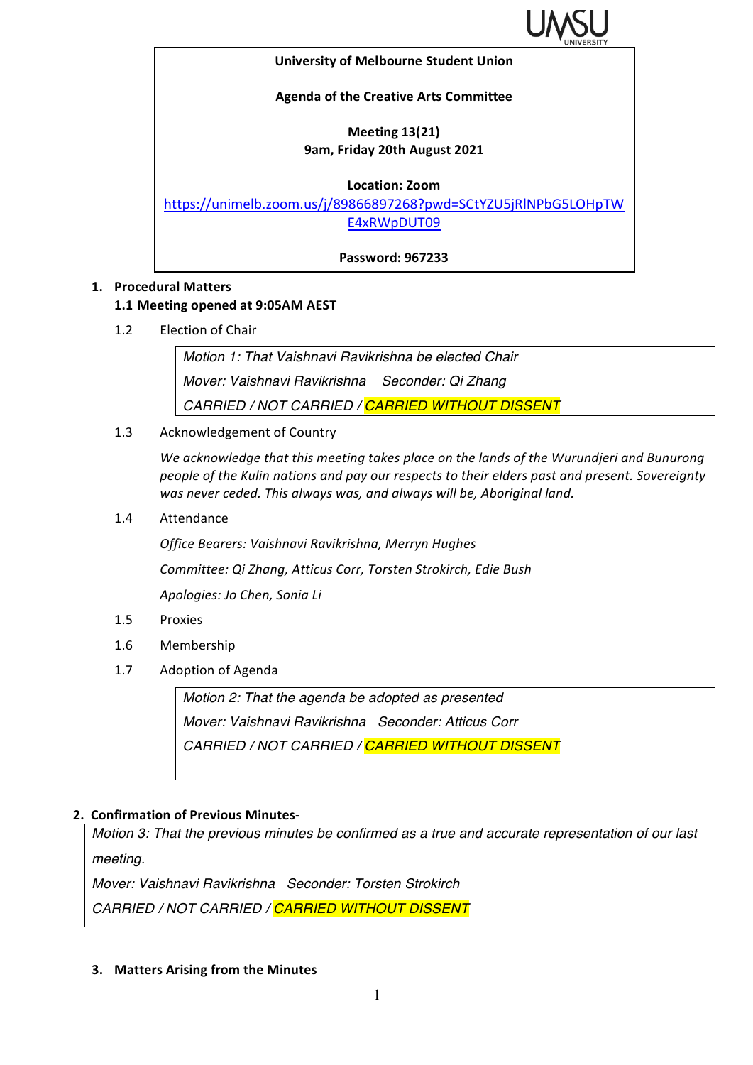**University of Melbourne Student Union**

**Agenda of the Creative Arts Committee**

**Meeting 13(21)**
**9am, Friday 20th August 2021**

**Location: Zoom**
https://unimelb.zoom.us/j/89866897268?pwd=SCtYZU5jRlNPbG5LOHpTWE4xRWpDUT09

**Password: 967233**

1. **Procedural Matters**

   **1.1 Meeting opened at 9:05AM AEST**

   1.2 Election of Chair

   > *Motion 1: That Vaishnavi Ravikrishna be elected Chair*
   > *Mover: Vaishnavi Ravikrishna  Seconder: Qi Zhang*
   > *CARRIED / NOT CARRIED / CARRIED WITHOUT DISSENT*

   1.3 Acknowledgement of Country

   *We acknowledge that this meeting takes place on the lands of the Wurundjeri and Bunurong people of the Kulin nations and pay our respects to their elders past and present. Sovereignty was never ceded. This always was, and always will be, Aboriginal land.*

   1.4 Attendance

   *Office Bearers: Vaishnavi Ravikrishna, Merryn Hughes*

   *Committee: Qi Zhang, Atticus Corr, Torsten Strokirch, Edie Bush*

   *Apologies: Jo Chen, Sonia Li*

   1.5 Proxies

   1.6 Membership

   1.7 Adoption of Agenda

   > *Motion 2: That the agenda be adopted as presented*
   > *Mover: Vaishnavi Ravikrishna  Seconder: Atticus Corr*
   > *CARRIED / NOT CARRIED / CARRIED WITHOUT DISSENT*

2. **Confirmation of Previous Minutes-**

   > *Motion 3: That the previous minutes be confirmed as a true and accurate representation of our last meeting.*
   > *Mover: Vaishnavi Ravikrishna  Seconder: Torsten Strokirch*
   > *CARRIED / NOT CARRIED / CARRIED WITHOUT DISSENT*

3. **Matters Arising from the Minutes**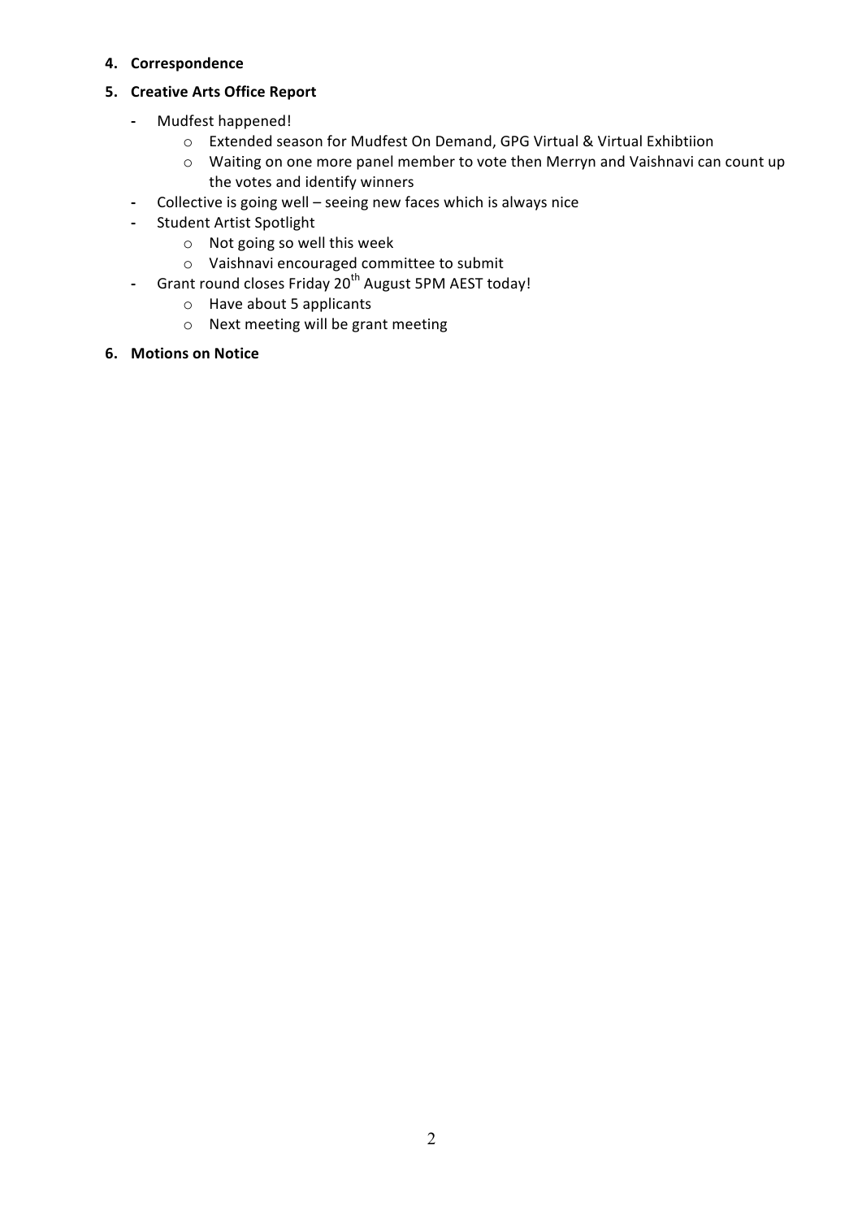4. **Correspondence**

5. **Creative Arts Office Report**
   - Mudfest happened!
     - Extended season for Mudfest On Demand, GPG Virtual & Virtual Exhibtiion
     - Waiting on one more panel member to vote then Merryn and Vaishnavi can count up the votes and identify winners
   - Collective is going well – seeing new faces which is always nice
   - Student Artist Spotlight
     - Not going so well this week
     - Vaishnavi encouraged committee to submit
   - Grant round closes Friday 20th August 5PM AEST today!
     - Have about 5 applicants
     - Next meeting will be grant meeting

6. **Motions on Notice**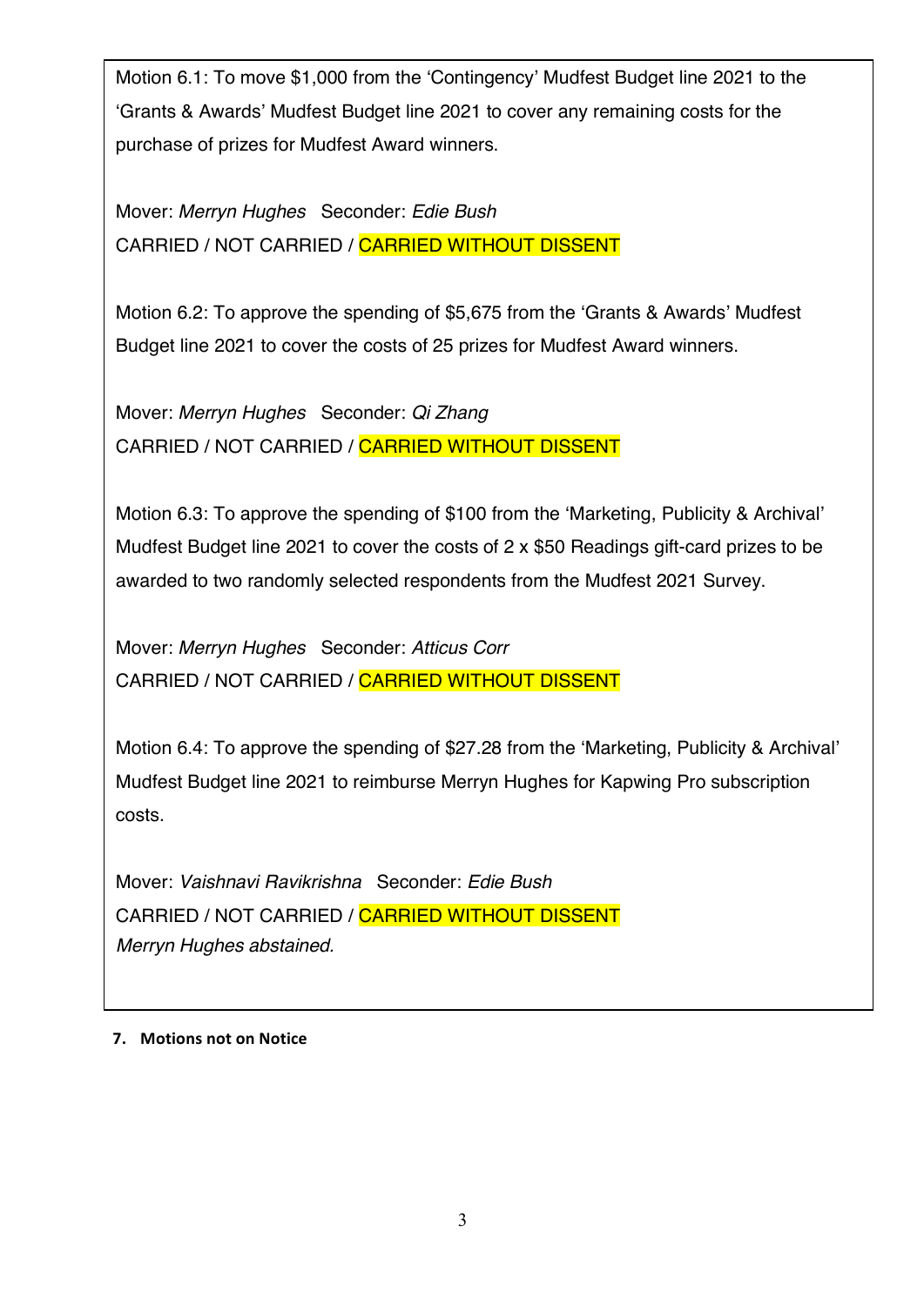Motion 6.1: To move $1,000 from the 'Contingency' Mudfest Budget line 2021 to the 'Grants & Awards' Mudfest Budget line 2021 to cover any remaining costs for the purchase of prizes for Mudfest Award winners.

Mover: *Merryn Hughes* Seconder: *Edie Bush*
CARRIED / NOT CARRIED / CARRIED WITHOUT DISSENT

Motion 6.2: To approve the spending of $5,675 from the 'Grants & Awards' Mudfest Budget line 2021 to cover the costs of 25 prizes for Mudfest Award winners.

Mover: *Merryn Hughes* Seconder: *Qi Zhang*
CARRIED / NOT CARRIED / CARRIED WITHOUT DISSENT

Motion 6.3: To approve the spending of $100 from the 'Marketing, Publicity & Archival' Mudfest Budget line 2021 to cover the costs of 2 x $50 Readings gift-card prizes to be awarded to two randomly selected respondents from the Mudfest 2021 Survey.

Mover: *Merryn Hughes* Seconder: *Atticus Corr*
CARRIED / NOT CARRIED / CARRIED WITHOUT DISSENT

Motion 6.4: To approve the spending of $27.28 from the 'Marketing, Publicity & Archival' Mudfest Budget line 2021 to reimburse Merryn Hughes for Kapwing Pro subscription costs.

Mover: *Vaishnavi Ravikrishna* Seconder: *Edie Bush*
CARRIED / NOT CARRIED / CARRIED WITHOUT DISSENT
*Merryn Hughes abstained.*

**7. Motions not on Notice**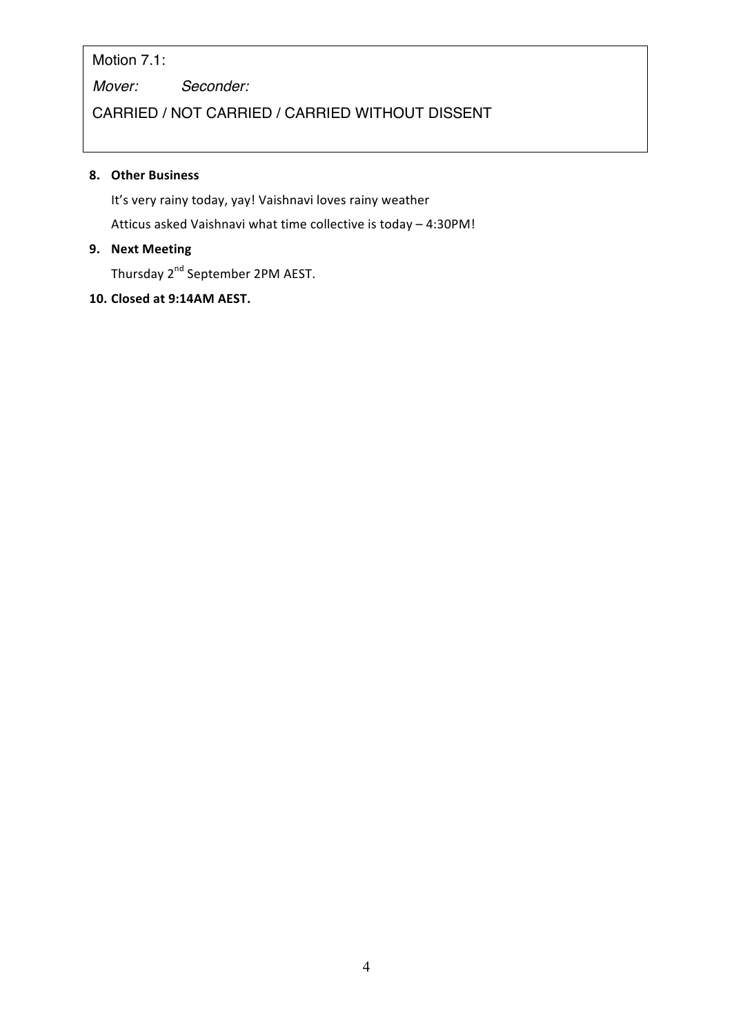Motion 7.1:

*Mover:* *Seconder:*

CARRIED / NOT CARRIED / CARRIED WITHOUT DISSENT

**8. Other Business**

It's very rainy today, yay! Vaishnavi loves rainy weather

Atticus asked Vaishnavi what time collective is today – 4:30PM!

**9. Next Meeting**

Thursday 2nd September 2PM AEST.

**10. Closed at 9:14AM AEST.**